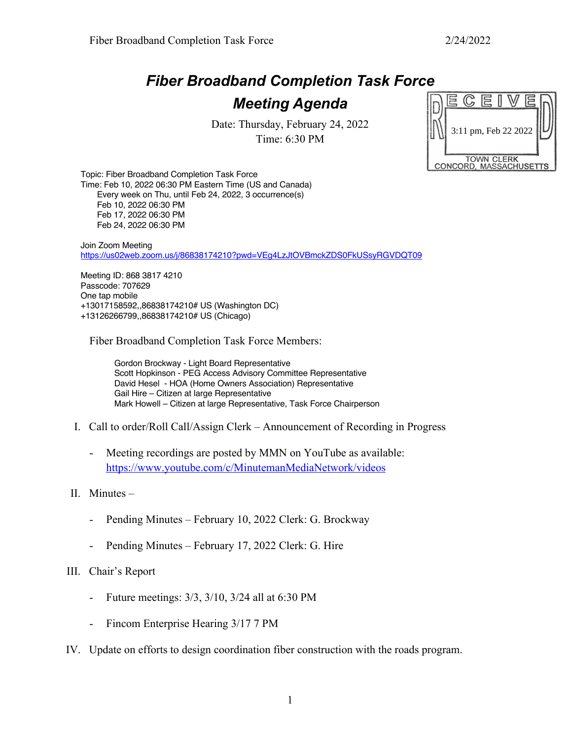# Fiber Broadband Completion Task Force

## Meeting Agenda

Date: Thursday, February 24, 2022
Time: 6:30 PM

RECEIVED
3:11 pm, Feb 22 2022
TOWN CLERK
CONCORD, MASSACHUSETTS

Topic: Fiber Broadband Completion Task Force
Time: Feb 10, 2022 06:30 PM Eastern Time (US and Canada)
Every week on Thu, until Feb 24, 2022, 3 occurrence(s)
Feb 10, 2022 06:30 PM
Feb 17, 2022 06:30 PM
Feb 24, 2022 06:30 PM

Join Zoom Meeting
https://us02web.zoom.us/j/86838174210?pwd=VEg4LzJtOVBmckZDS0FkUSsyRGVDQT09

Meeting ID: 868 3817 4210
Passcode: 707629
One tap mobile
+13017158592,,86838174210# US (Washington DC)
+13126266799,,86838174210# US (Chicago)

Fiber Broadband Completion Task Force Members:

Gordon Brockway - Light Board Representative
Scott Hopkinson - PEG Access Advisory Committee Representative
David Hesel - HOA (Home Owners Association) Representative
Gail Hire – Citizen at large Representative
Mark Howell – Citizen at large Representative, Task Force Chairperson

I. Call to order/Roll Call/Assign Clerk – Announcement of Recording in Progress
   - Meeting recordings are posted by MMN on YouTube as available: https://www.youtube.com/c/MinutemanMediaNetwork/videos

II. Minutes –
   - Pending Minutes – February 10, 2022 Clerk: G. Brockway
   - Pending Minutes – February 17, 2022 Clerk: G. Hire

III. Chair's Report
   - Future meetings: 3/3, 3/10, 3/24 all at 6:30 PM
   - Fincom Enterprise Hearing 3/17 7 PM

IV. Update on efforts to design coordination fiber construction with the roads program.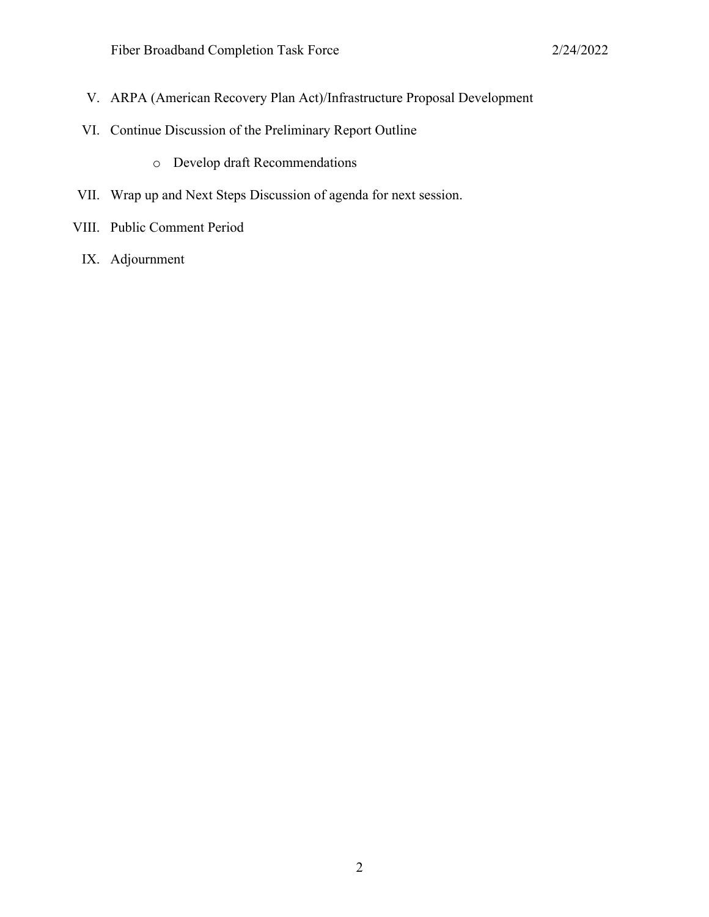V. ARPA (American Recovery Plan Act)/Infrastructure Proposal Development

VI. Continue Discussion of the Preliminary Report Outline

  - Develop draft Recommendations

VII. Wrap up and Next Steps Discussion of agenda for next session.

VIII. Public Comment Period

IX. Adjournment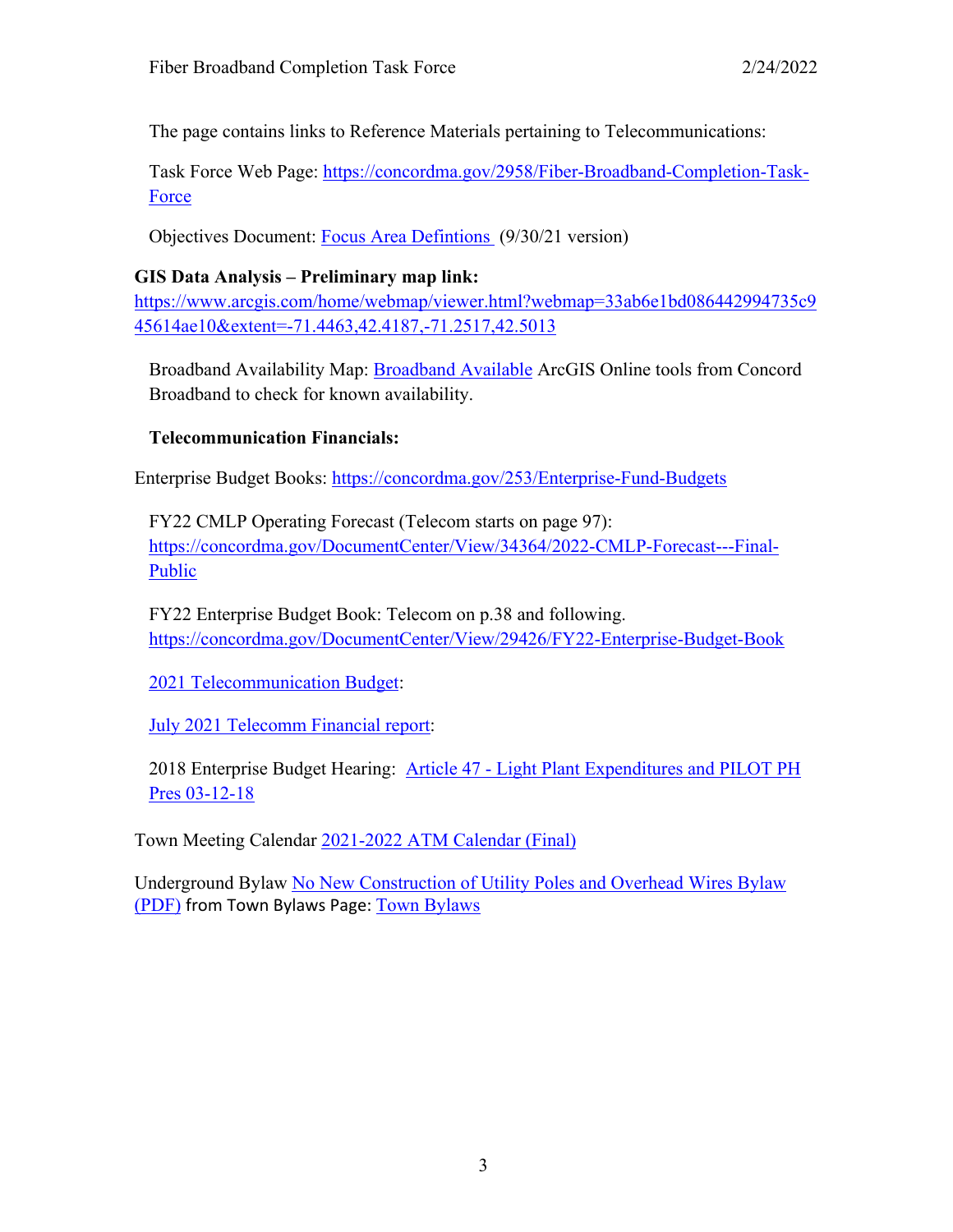The page contains links to Reference Materials pertaining to Telecommunications:

Task Force Web Page: https://concordma.gov/2958/Fiber-Broadband-Completion-Task-Force

Objectives Document: Focus Area Defintions (9/30/21 version)

**GIS Data Analysis – Preliminary map link:**
https://www.arcgis.com/home/webmap/viewer.html?webmap=33ab6e1bd086442994735c945614ae10&extent=-71.4463,42.4187,-71.2517,42.5013

Broadband Availability Map: Broadband Available ArcGIS Online tools from Concord Broadband to check for known availability.

**Telecommunication Financials:**

Enterprise Budget Books: https://concordma.gov/253/Enterprise-Fund-Budgets

FY22 CMLP Operating Forecast (Telecom starts on page 97): https://concordma.gov/DocumentCenter/View/34364/2022-CMLP-Forecast---Final-Public

FY22 Enterprise Budget Book: Telecom on p.38 and following. https://concordma.gov/DocumentCenter/View/29426/FY22-Enterprise-Budget-Book

2021 Telecommunication Budget:

July 2021 Telecomm Financial report:

2018 Enterprise Budget Hearing: Article 47 - Light Plant Expenditures and PILOT PH Pres 03-12-18

Town Meeting Calendar 2021-2022 ATM Calendar (Final)

Underground Bylaw No New Construction of Utility Poles and Overhead Wires Bylaw (PDF) from Town Bylaws Page: Town Bylaws